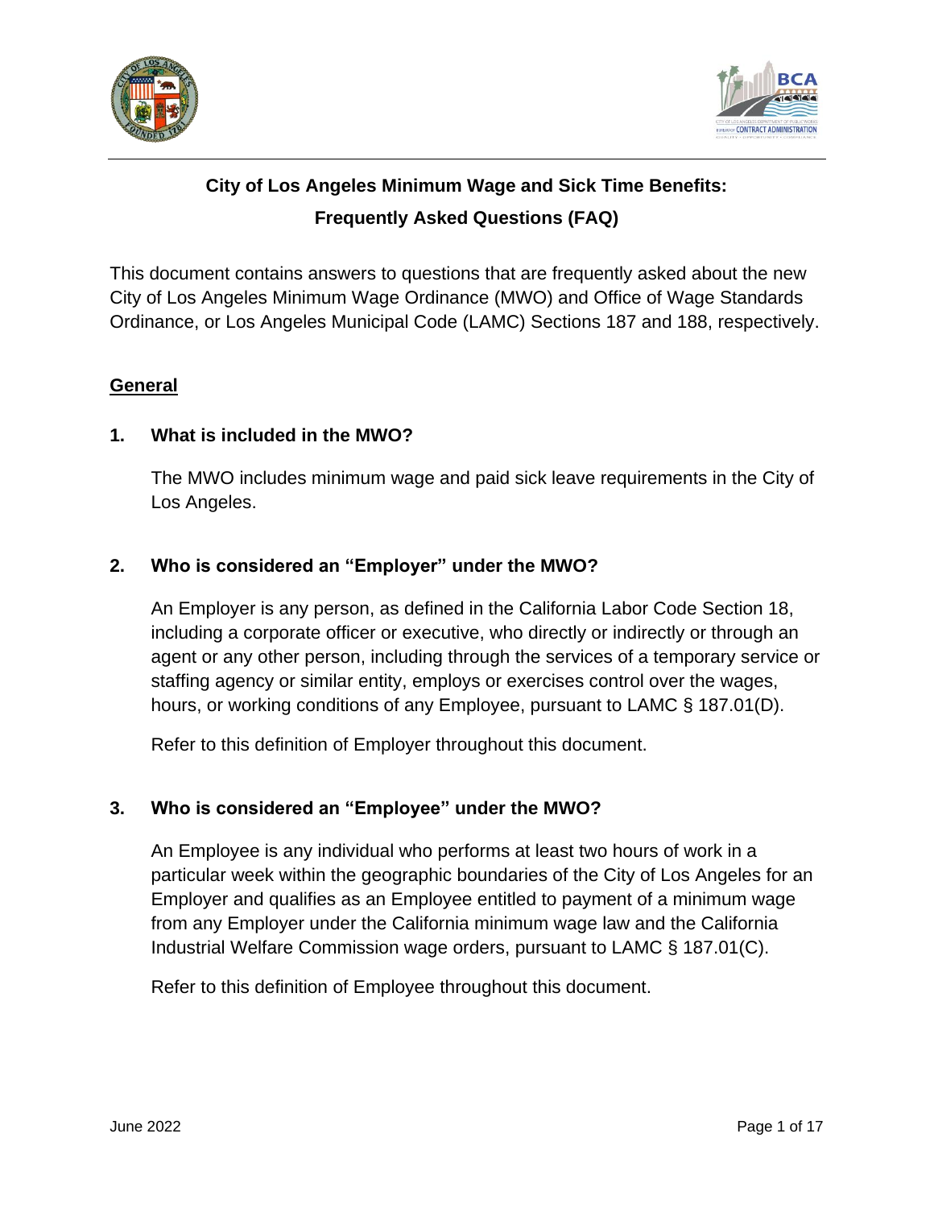# City of Los Angeles Minimum Wage and Sick Time Benefits: Frequently Asked Questions (FAQ)

This document contains answers to questions that are frequently asked about the new City of Los Angeles Minimum Wage Ordinance (MWO) and Office of Wage Standards Ordinance, or Los Angeles Municipal Code (LAMC) Sections 187 and 188, respectively.

## General

### 1. What is included in the MWO?

The MWO includes minimum wage and paid sick leave requirements in the City of Los Angeles.

### 2. Who is considered an "Employer" under the MWO?

An Employer is any person, as defined in the California Labor Code Section 18, including a corporate officer or executive, who directly or indirectly or through an agent or any other person, including through the services of a temporary service or staffing agency or similar entity, employs or exercises control over the wages, hours, or working conditions of any Employee, pursuant to LAMC § 187.01(D).

Refer to this definition of Employer throughout this document.

### 3. Who is considered an "Employee" under the MWO?

An Employee is any individual who performs at least two hours of work in a particular week within the geographic boundaries of the City of Los Angeles for an Employer and qualifies as an Employee entitled to payment of a minimum wage from any Employer under the California minimum wage law and the California Industrial Welfare Commission wage orders, pursuant to LAMC § 187.01(C).

Refer to this definition of Employee throughout this document.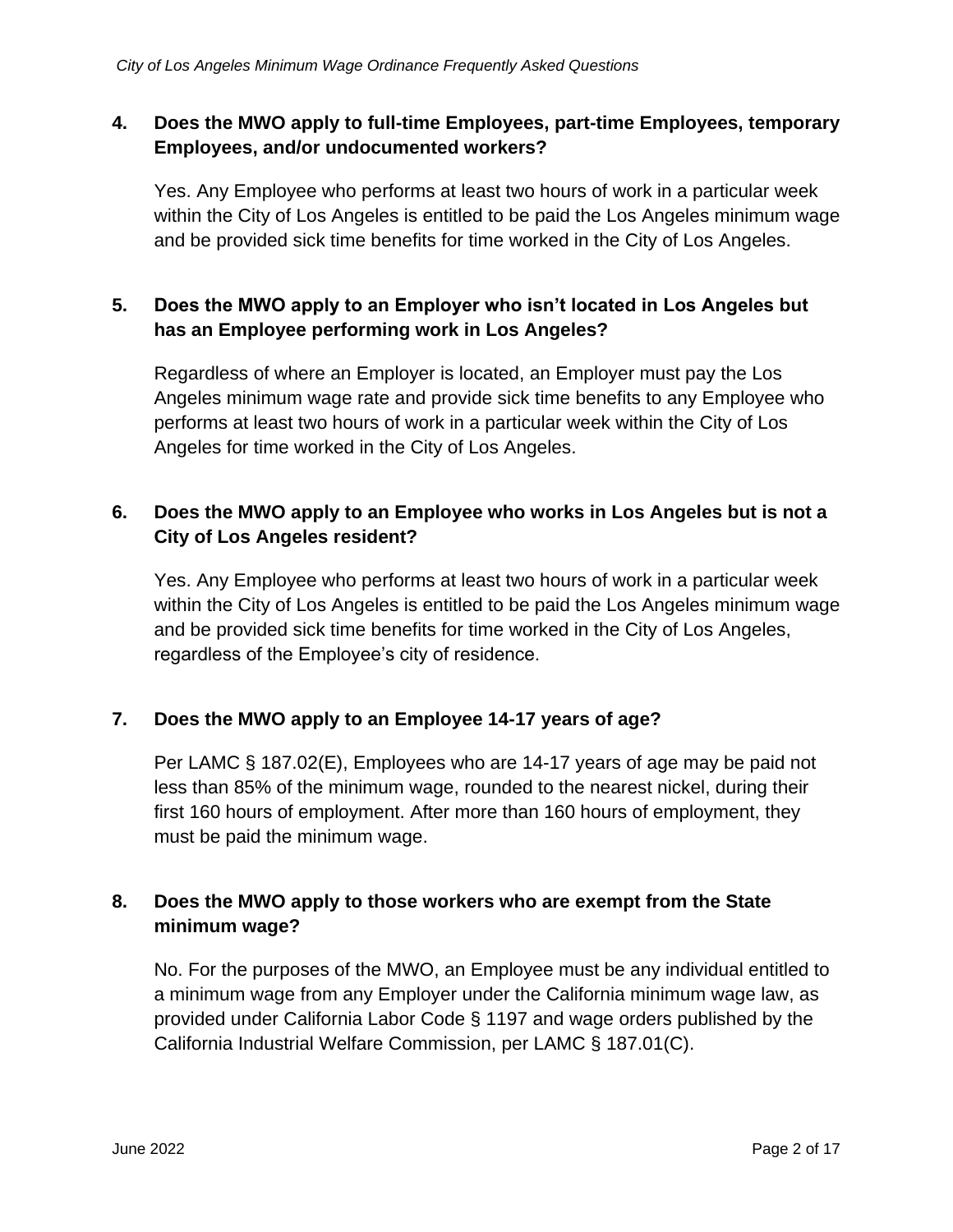### 4. Does the MWO apply to full-time Employees, part-time Employees, temporary Employees, and/or undocumented workers?

Yes. Any Employee who performs at least two hours of work in a particular week within the City of Los Angeles is entitled to be paid the Los Angeles minimum wage and be provided sick time benefits for time worked in the City of Los Angeles.

### 5. Does the MWO apply to an Employer who isn't located in Los Angeles but has an Employee performing work in Los Angeles?

Regardless of where an Employer is located, an Employer must pay the Los Angeles minimum wage rate and provide sick time benefits to any Employee who performs at least two hours of work in a particular week within the City of Los Angeles for time worked in the City of Los Angeles.

### 6. Does the MWO apply to an Employee who works in Los Angeles but is not a City of Los Angeles resident?

Yes. Any Employee who performs at least two hours of work in a particular week within the City of Los Angeles is entitled to be paid the Los Angeles minimum wage and be provided sick time benefits for time worked in the City of Los Angeles, regardless of the Employee's city of residence.

### 7. Does the MWO apply to an Employee 14-17 years of age?

Per LAMC § 187.02(E), Employees who are 14-17 years of age may be paid not less than 85% of the minimum wage, rounded to the nearest nickel, during their first 160 hours of employment. After more than 160 hours of employment, they must be paid the minimum wage.

### 8. Does the MWO apply to those workers who are exempt from the State minimum wage?

No. For the purposes of the MWO, an Employee must be any individual entitled to a minimum wage from any Employer under the California minimum wage law, as provided under California Labor Code § 1197 and wage orders published by the California Industrial Welfare Commission, per LAMC § 187.01(C).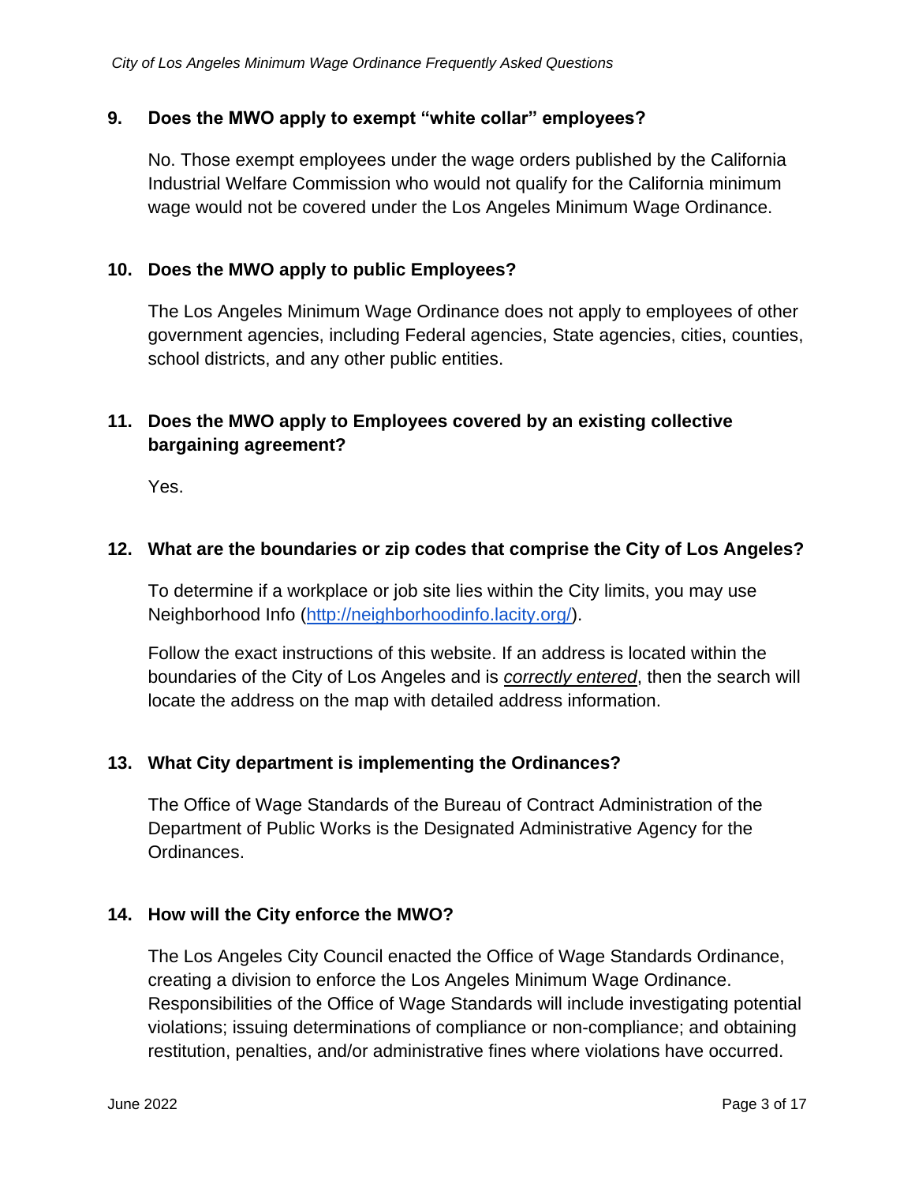### 9. Does the MWO apply to exempt "white collar" employees?

No. Those exempt employees under the wage orders published by the California Industrial Welfare Commission who would not qualify for the California minimum wage would not be covered under the Los Angeles Minimum Wage Ordinance.

### 10. Does the MWO apply to public Employees?

The Los Angeles Minimum Wage Ordinance does not apply to employees of other government agencies, including Federal agencies, State agencies, cities, counties, school districts, and any other public entities.

### 11. Does the MWO apply to Employees covered by an existing collective bargaining agreement?

Yes.

### 12. What are the boundaries or zip codes that comprise the City of Los Angeles?

To determine if a workplace or job site lies within the City limits, you may use Neighborhood Info ([http://neighborhoodinfo.lacity.org/](http://neighborhoodinfo.lacity.org/)).

Follow the exact instructions of this website. If an address is located within the boundaries of the City of Los Angeles and is *correctly entered*, then the search will locate the address on the map with detailed address information.

### 13. What City department is implementing the Ordinances?

The Office of Wage Standards of the Bureau of Contract Administration of the Department of Public Works is the Designated Administrative Agency for the Ordinances.

### 14. How will the City enforce the MWO?

The Los Angeles City Council enacted the Office of Wage Standards Ordinance, creating a division to enforce the Los Angeles Minimum Wage Ordinance. Responsibilities of the Office of Wage Standards will include investigating potential violations; issuing determinations of compliance or non-compliance; and obtaining restitution, penalties, and/or administrative fines where violations have occurred.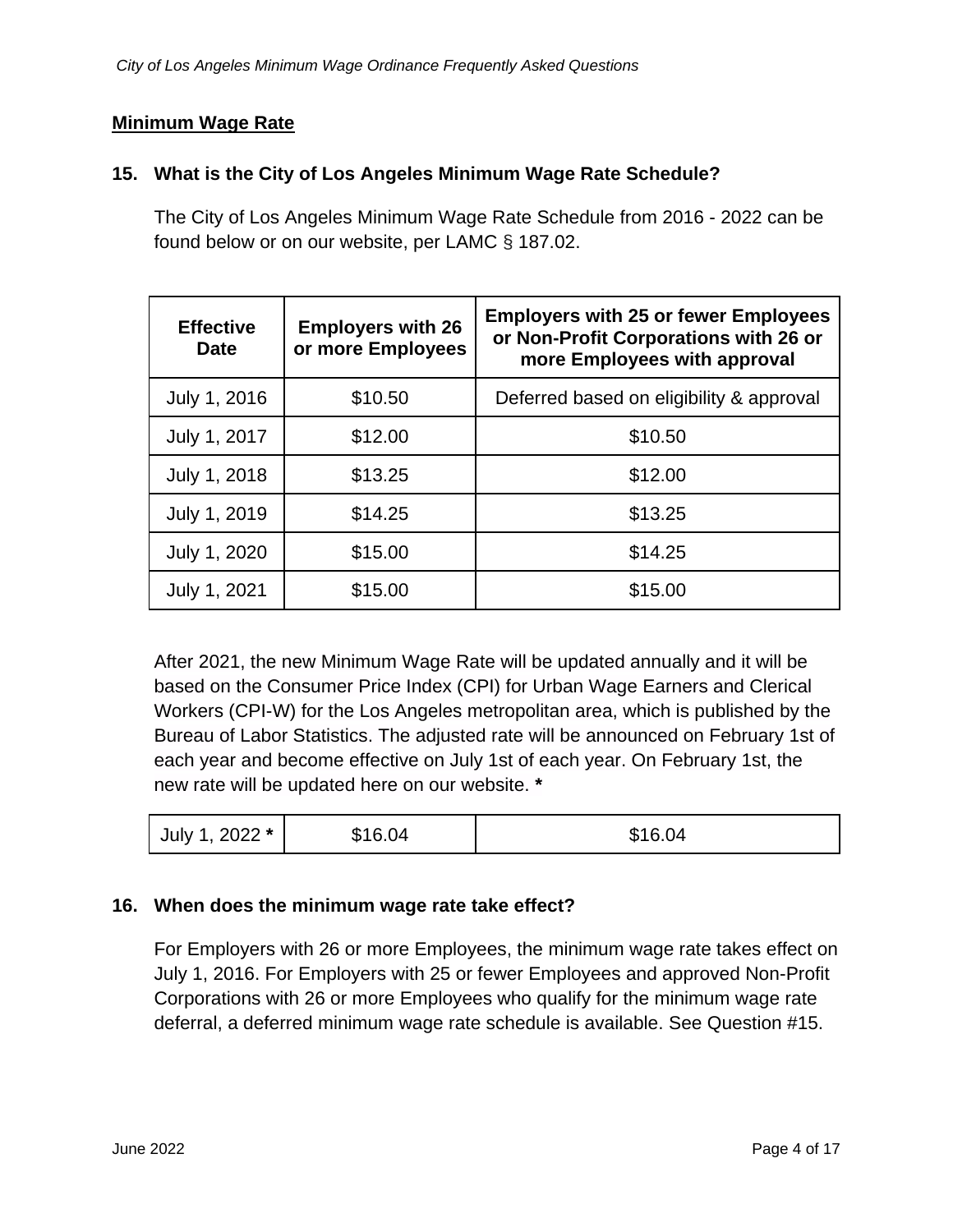## Minimum Wage Rate

### 15. What is the City of Los Angeles Minimum Wage Rate Schedule?

The City of Los Angeles Minimum Wage Rate Schedule from 2016 - 2022 can be found below or on our website, per LAMC § 187.02.

| Effective Date | Employers with 26 or more Employees | Employers with 25 or fewer Employees or Non-Profit Corporations with 26 or more Employees with approval |
|---|---|---|
| July 1, 2016 | $10.50 | Deferred based on eligibility & approval |
| July 1, 2017 | $12.00 | $10.50 |
| July 1, 2018 | $13.25 | $12.00 |
| July 1, 2019 | $14.25 | $13.25 |
| July 1, 2020 | $15.00 | $14.25 |
| July 1, 2021 | $15.00 | $15.00 |

After 2021, the new Minimum Wage Rate will be updated annually and it will be based on the Consumer Price Index (CPI) for Urban Wage Earners and Clerical Workers (CPI-W) for the Los Angeles metropolitan area, which is published by the Bureau of Labor Statistics. The adjusted rate will be announced on February 1st of each year and become effective on July 1st of each year. On February 1st, the new rate will be updated here on our website. **\***

| July 1, 2022 **\*** | $16.04 | $16.04 |
|---|---|---|

### 16. When does the minimum wage rate take effect?

For Employers with 26 or more Employees, the minimum wage rate takes effect on July 1, 2016. For Employers with 25 or fewer Employees and approved Non-Profit Corporations with 26 or more Employees who qualify for the minimum wage rate deferral, a deferred minimum wage rate schedule is available. See Question #15.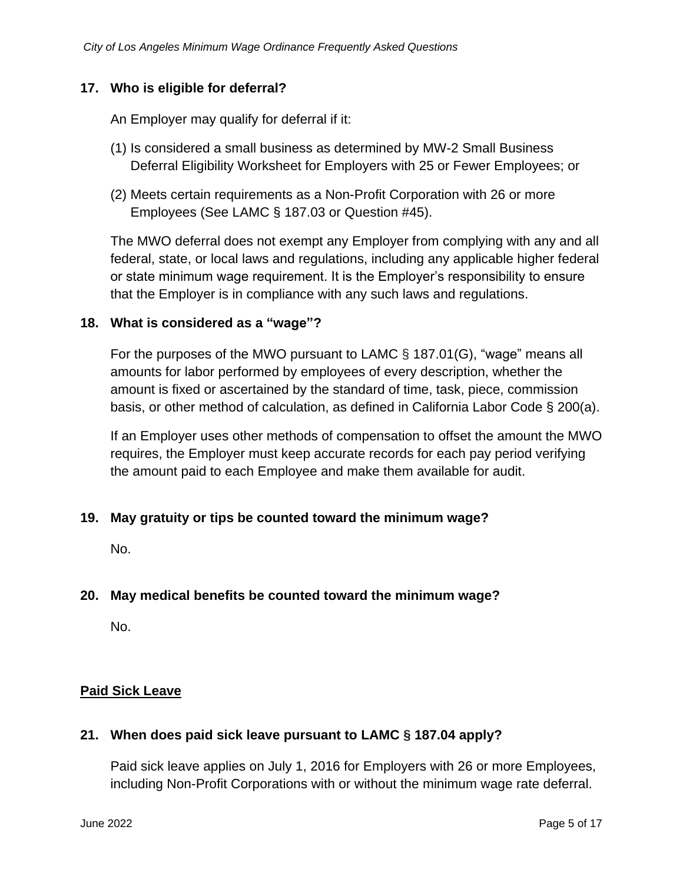### 17. Who is eligible for deferral?

An Employer may qualify for deferral if it:

(1) Is considered a small business as determined by MW-2 Small Business Deferral Eligibility Worksheet for Employers with 25 or Fewer Employees; or

(2) Meets certain requirements as a Non-Profit Corporation with 26 or more Employees (See LAMC § 187.03 or Question #45).

The MWO deferral does not exempt any Employer from complying with any and all federal, state, or local laws and regulations, including any applicable higher federal or state minimum wage requirement. It is the Employer's responsibility to ensure that the Employer is in compliance with any such laws and regulations.

### 18. What is considered as a "wage"?

For the purposes of the MWO pursuant to LAMC § 187.01(G), "wage" means all amounts for labor performed by employees of every description, whether the amount is fixed or ascertained by the standard of time, task, piece, commission basis, or other method of calculation, as defined in California Labor Code § 200(a).

If an Employer uses other methods of compensation to offset the amount the MWO requires, the Employer must keep accurate records for each pay period verifying the amount paid to each Employee and make them available for audit.

### 19. May gratuity or tips be counted toward the minimum wage?

No.

### 20. May medical benefits be counted toward the minimum wage?

No.

## Paid Sick Leave

### 21. When does paid sick leave pursuant to LAMC § 187.04 apply?

Paid sick leave applies on July 1, 2016 for Employers with 26 or more Employees, including Non-Profit Corporations with or without the minimum wage rate deferral.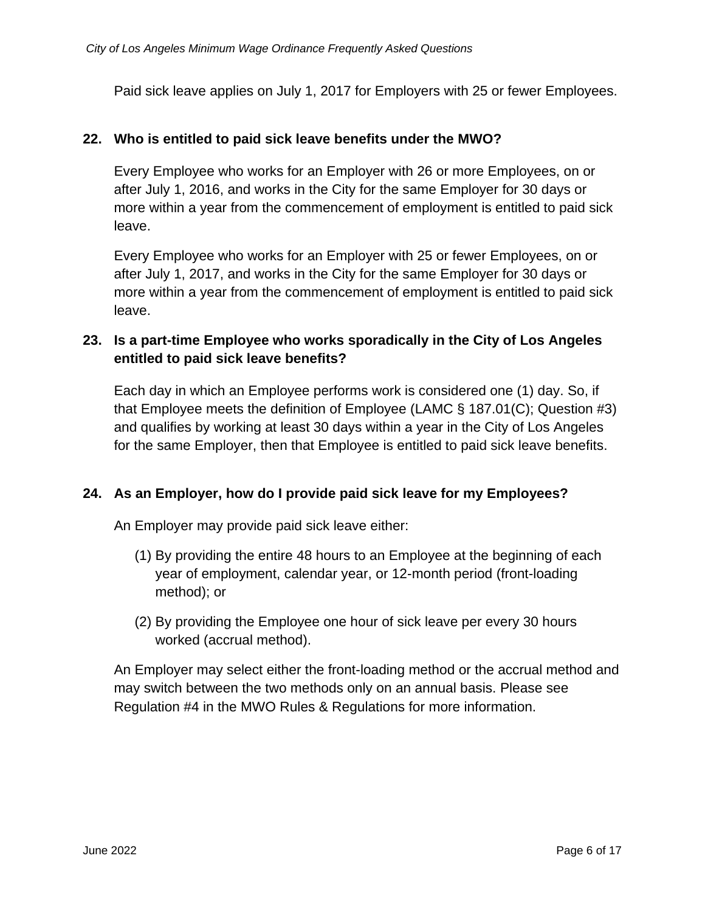Paid sick leave applies on July 1, 2017 for Employers with 25 or fewer Employees.

**22. Who is entitled to paid sick leave benefits under the MWO?**

Every Employee who works for an Employer with 26 or more Employees, on or after July 1, 2016, and works in the City for the same Employer for 30 days or more within a year from the commencement of employment is entitled to paid sick leave.

Every Employee who works for an Employer with 25 or fewer Employees, on or after July 1, 2017, and works in the City for the same Employer for 30 days or more within a year from the commencement of employment is entitled to paid sick leave.

**23. Is a part-time Employee who works sporadically in the City of Los Angeles entitled to paid sick leave benefits?**

Each day in which an Employee performs work is considered one (1) day. So, if that Employee meets the definition of Employee (LAMC § 187.01(C); Question #3) and qualifies by working at least 30 days within a year in the City of Los Angeles for the same Employer, then that Employee is entitled to paid sick leave benefits.

**24. As an Employer, how do I provide paid sick leave for my Employees?**

An Employer may provide paid sick leave either:

(1) By providing the entire 48 hours to an Employee at the beginning of each year of employment, calendar year, or 12-month period (front-loading method); or

(2) By providing the Employee one hour of sick leave per every 30 hours worked (accrual method).

An Employer may select either the front-loading method or the accrual method and may switch between the two methods only on an annual basis. Please see Regulation #4 in the MWO Rules & Regulations for more information.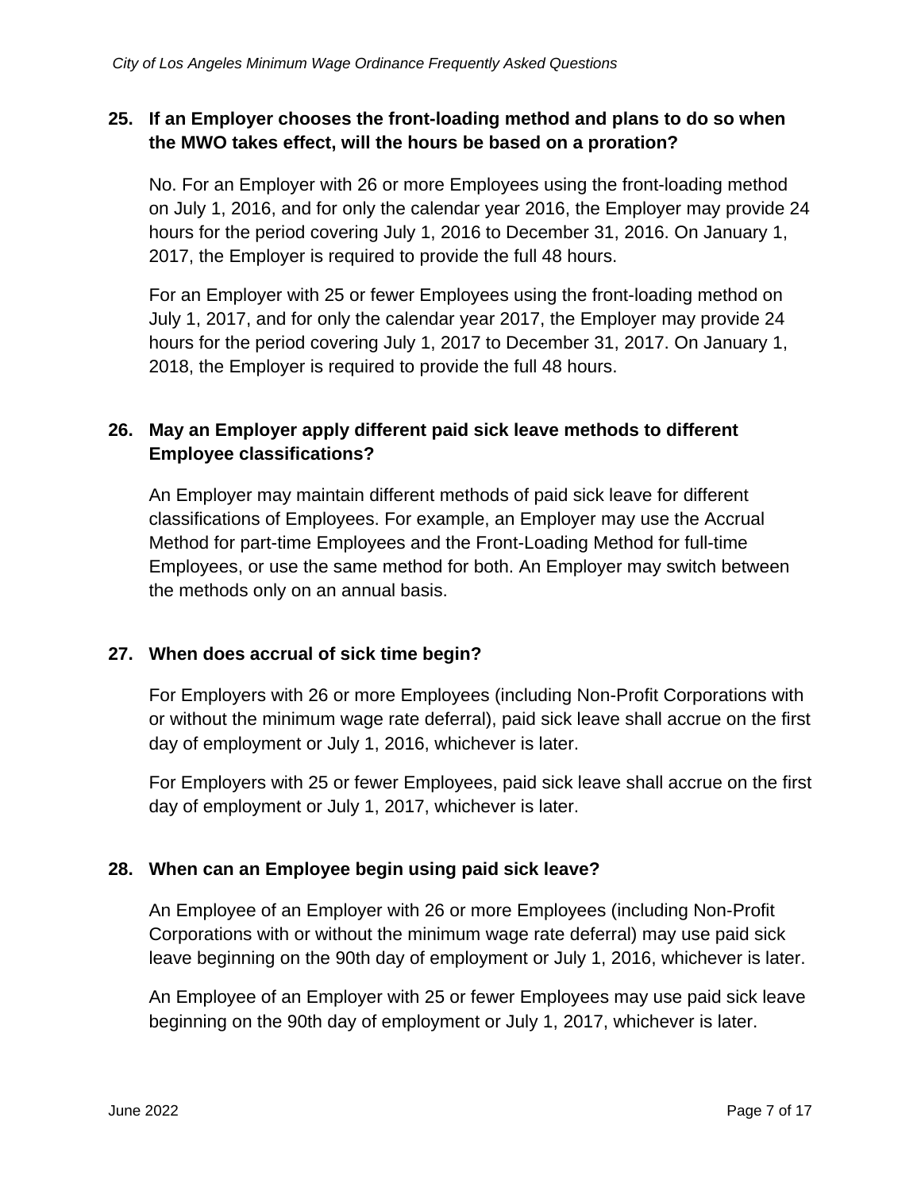**25. If an Employer chooses the front-loading method and plans to do so when the MWO takes effect, will the hours be based on a proration?**

No. For an Employer with 26 or more Employees using the front-loading method on July 1, 2016, and for only the calendar year 2016, the Employer may provide 24 hours for the period covering July 1, 2016 to December 31, 2016. On January 1, 2017, the Employer is required to provide the full 48 hours.

For an Employer with 25 or fewer Employees using the front-loading method on July 1, 2017, and for only the calendar year 2017, the Employer may provide 24 hours for the period covering July 1, 2017 to December 31, 2017. On January 1, 2018, the Employer is required to provide the full 48 hours.

**26. May an Employer apply different paid sick leave methods to different Employee classifications?**

An Employer may maintain different methods of paid sick leave for different classifications of Employees. For example, an Employer may use the Accrual Method for part-time Employees and the Front-Loading Method for full-time Employees, or use the same method for both. An Employer may switch between the methods only on an annual basis.

**27. When does accrual of sick time begin?**

For Employers with 26 or more Employees (including Non-Profit Corporations with or without the minimum wage rate deferral), paid sick leave shall accrue on the first day of employment or July 1, 2016, whichever is later.

For Employers with 25 or fewer Employees, paid sick leave shall accrue on the first day of employment or July 1, 2017, whichever is later.

**28. When can an Employee begin using paid sick leave?**

An Employee of an Employer with 26 or more Employees (including Non-Profit Corporations with or without the minimum wage rate deferral) may use paid sick leave beginning on the 90th day of employment or July 1, 2016, whichever is later.

An Employee of an Employer with 25 or fewer Employees may use paid sick leave beginning on the 90th day of employment or July 1, 2017, whichever is later.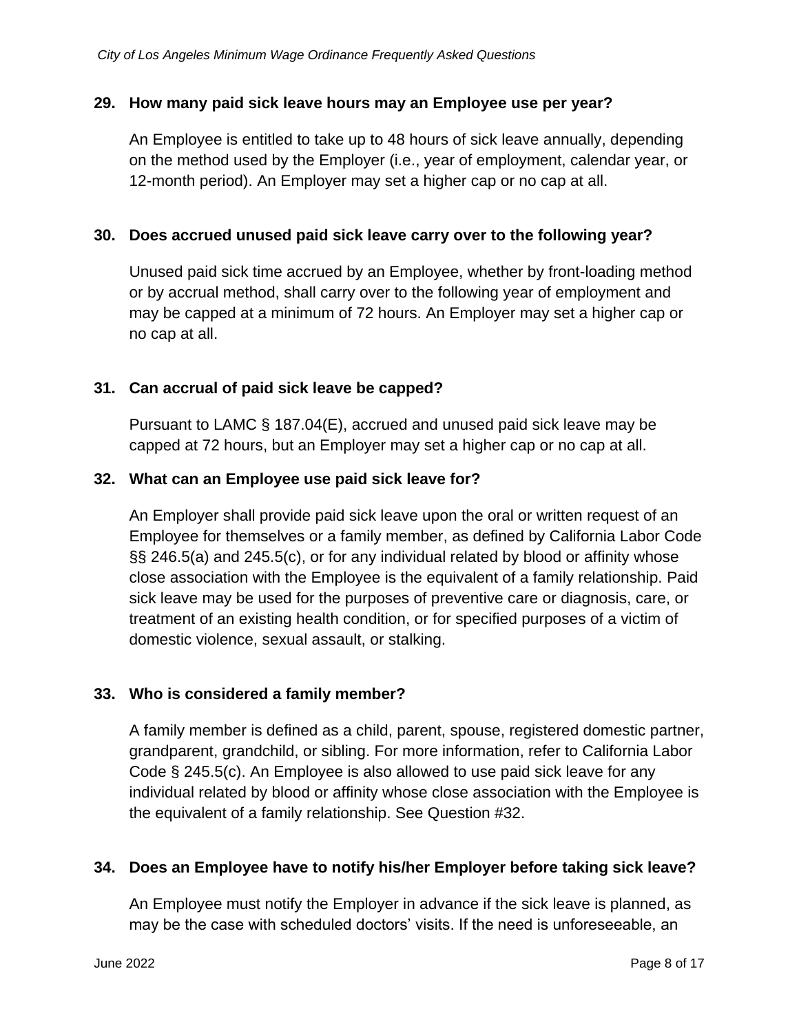### 29. How many paid sick leave hours may an Employee use per year?

An Employee is entitled to take up to 48 hours of sick leave annually, depending on the method used by the Employer (i.e., year of employment, calendar year, or 12-month period). An Employer may set a higher cap or no cap at all.

### 30. Does accrued unused paid sick leave carry over to the following year?

Unused paid sick time accrued by an Employee, whether by front-loading method or by accrual method, shall carry over to the following year of employment and may be capped at a minimum of 72 hours. An Employer may set a higher cap or no cap at all.

### 31. Can accrual of paid sick leave be capped?

Pursuant to LAMC § 187.04(E), accrued and unused paid sick leave may be capped at 72 hours, but an Employer may set a higher cap or no cap at all.

### 32. What can an Employee use paid sick leave for?

An Employer shall provide paid sick leave upon the oral or written request of an Employee for themselves or a family member, as defined by California Labor Code §§ 246.5(a) and 245.5(c), or for any individual related by blood or affinity whose close association with the Employee is the equivalent of a family relationship. Paid sick leave may be used for the purposes of preventive care or diagnosis, care, or treatment of an existing health condition, or for specified purposes of a victim of domestic violence, sexual assault, or stalking.

### 33. Who is considered a family member?

A family member is defined as a child, parent, spouse, registered domestic partner, grandparent, grandchild, or sibling. For more information, refer to California Labor Code § 245.5(c). An Employee is also allowed to use paid sick leave for any individual related by blood or affinity whose close association with the Employee is the equivalent of a family relationship. See Question #32.

### 34. Does an Employee have to notify his/her Employer before taking sick leave?

An Employee must notify the Employer in advance if the sick leave is planned, as may be the case with scheduled doctors' visits. If the need is unforeseeable, an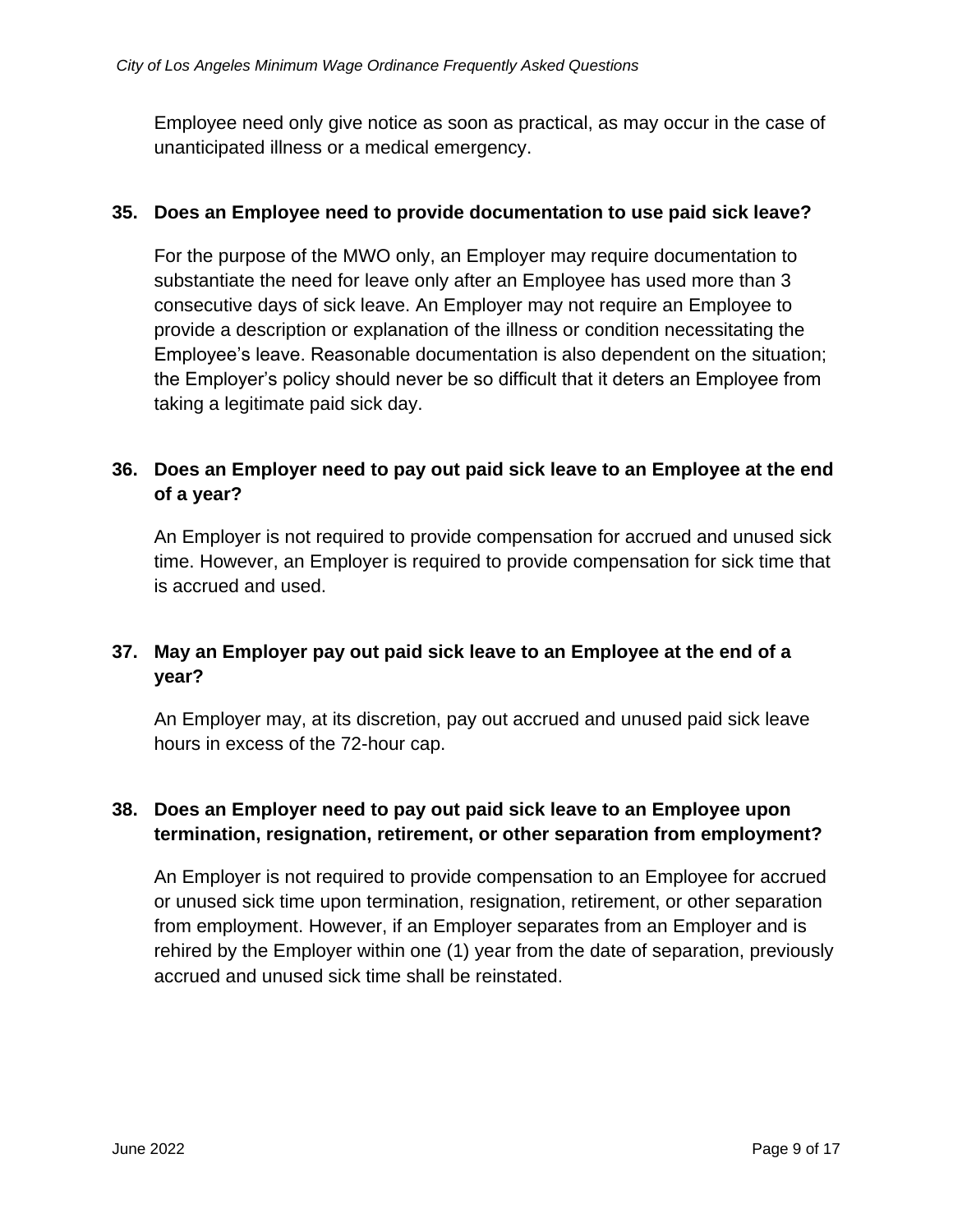Employee need only give notice as soon as practical, as may occur in the case of unanticipated illness or a medical emergency.

**35. Does an Employee need to provide documentation to use paid sick leave?**

For the purpose of the MWO only, an Employer may require documentation to substantiate the need for leave only after an Employee has used more than 3 consecutive days of sick leave. An Employer may not require an Employee to provide a description or explanation of the illness or condition necessitating the Employee's leave. Reasonable documentation is also dependent on the situation; the Employer's policy should never be so difficult that it deters an Employee from taking a legitimate paid sick day.

**36. Does an Employer need to pay out paid sick leave to an Employee at the end of a year?**

An Employer is not required to provide compensation for accrued and unused sick time. However, an Employer is required to provide compensation for sick time that is accrued and used.

**37. May an Employer pay out paid sick leave to an Employee at the end of a year?**

An Employer may, at its discretion, pay out accrued and unused paid sick leave hours in excess of the 72-hour cap.

**38. Does an Employer need to pay out paid sick leave to an Employee upon termination, resignation, retirement, or other separation from employment?**

An Employer is not required to provide compensation to an Employee for accrued or unused sick time upon termination, resignation, retirement, or other separation from employment. However, if an Employer separates from an Employer and is rehired by the Employer within one (1) year from the date of separation, previously accrued and unused sick time shall be reinstated.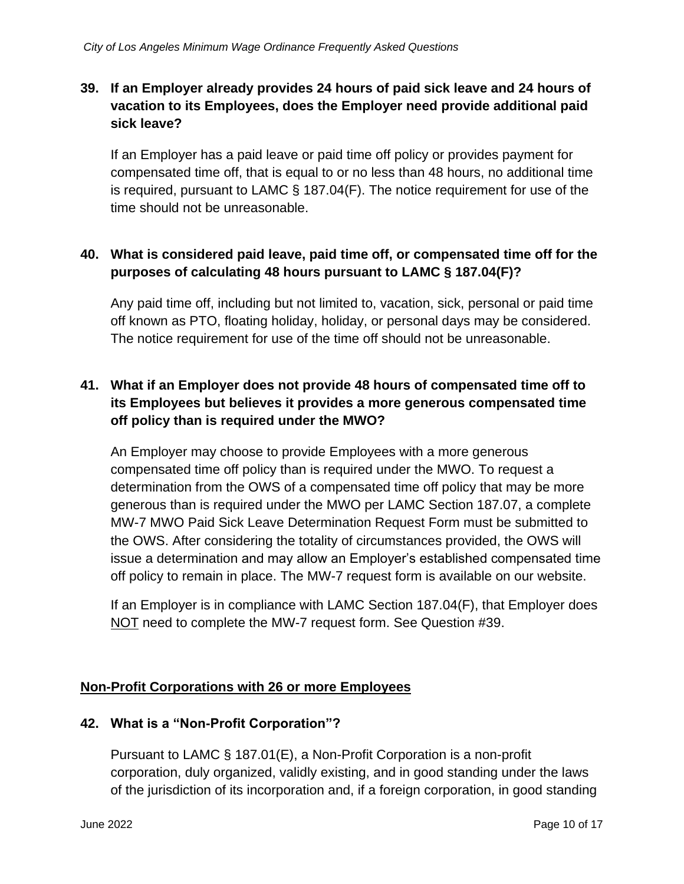**39. If an Employer already provides 24 hours of paid sick leave and 24 hours of vacation to its Employees, does the Employer need provide additional paid sick leave?**

If an Employer has a paid leave or paid time off policy or provides payment for compensated time off, that is equal to or no less than 48 hours, no additional time is required, pursuant to LAMC § 187.04(F). The notice requirement for use of the time should not be unreasonable.

**40. What is considered paid leave, paid time off, or compensated time off for the purposes of calculating 48 hours pursuant to LAMC § 187.04(F)?**

Any paid time off, including but not limited to, vacation, sick, personal or paid time off known as PTO, floating holiday, holiday, or personal days may be considered. The notice requirement for use of the time off should not be unreasonable.

**41. What if an Employer does not provide 48 hours of compensated time off to its Employees but believes it provides a more generous compensated time off policy than is required under the MWO?**

An Employer may choose to provide Employees with a more generous compensated time off policy than is required under the MWO. To request a determination from the OWS of a compensated time off policy that may be more generous than is required under the MWO per LAMC Section 187.07, a complete MW-7 MWO Paid Sick Leave Determination Request Form must be submitted to the OWS. After considering the totality of circumstances provided, the OWS will issue a determination and may allow an Employer's established compensated time off policy to remain in place. The MW-7 request form is available on our website.

If an Employer is in compliance with LAMC Section 187.04(F), that Employer does <u>NOT</u> need to complete the MW-7 request form. See Question #39.

## <u>Non-Profit Corporations with 26 or more Employees</u>

**42. What is a "Non-Profit Corporation"?**

Pursuant to LAMC § 187.01(E), a Non-Profit Corporation is a non-profit corporation, duly organized, validly existing, and in good standing under the laws of the jurisdiction of its incorporation and, if a foreign corporation, in good standing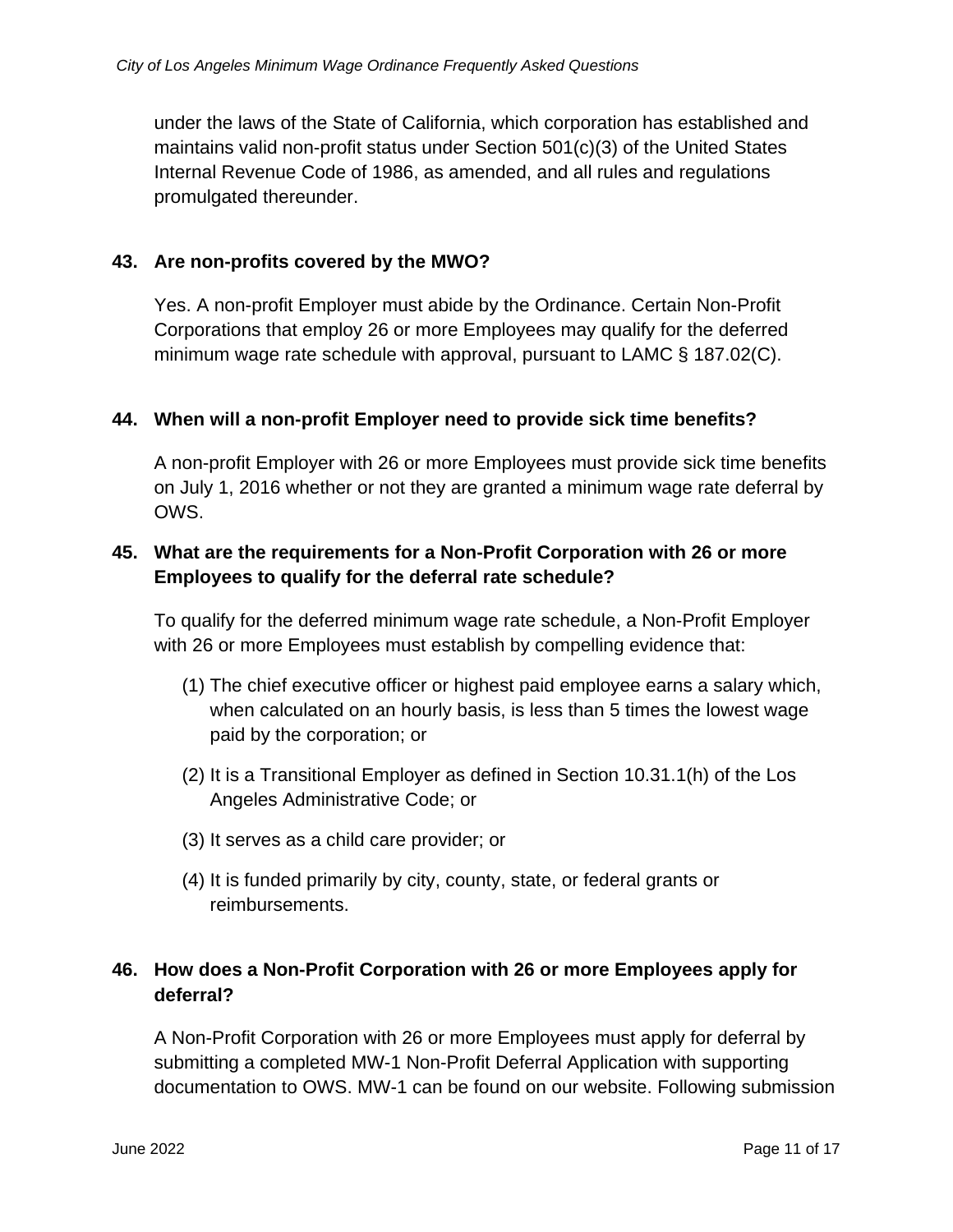under the laws of the State of California, which corporation has established and maintains valid non-profit status under Section 501(c)(3) of the United States Internal Revenue Code of 1986, as amended, and all rules and regulations promulgated thereunder.

### 43. Are non-profits covered by the MWO?

Yes. A non-profit Employer must abide by the Ordinance. Certain Non-Profit Corporations that employ 26 or more Employees may qualify for the deferred minimum wage rate schedule with approval, pursuant to LAMC § 187.02(C).

### 44. When will a non-profit Employer need to provide sick time benefits?

A non-profit Employer with 26 or more Employees must provide sick time benefits on July 1, 2016 whether or not they are granted a minimum wage rate deferral by OWS.

### 45. What are the requirements for a Non-Profit Corporation with 26 or more Employees to qualify for the deferral rate schedule?

To qualify for the deferred minimum wage rate schedule, a Non-Profit Employer with 26 or more Employees must establish by compelling evidence that:

(1) The chief executive officer or highest paid employee earns a salary which, when calculated on an hourly basis, is less than 5 times the lowest wage paid by the corporation; or

(2) It is a Transitional Employer as defined in Section 10.31.1(h) of the Los Angeles Administrative Code; or

(3) It serves as a child care provider; or

(4) It is funded primarily by city, county, state, or federal grants or reimbursements.

### 46. How does a Non-Profit Corporation with 26 or more Employees apply for deferral?

A Non-Profit Corporation with 26 or more Employees must apply for deferral by submitting a completed MW-1 Non-Profit Deferral Application with supporting documentation to OWS. MW-1 can be found on our website. Following submission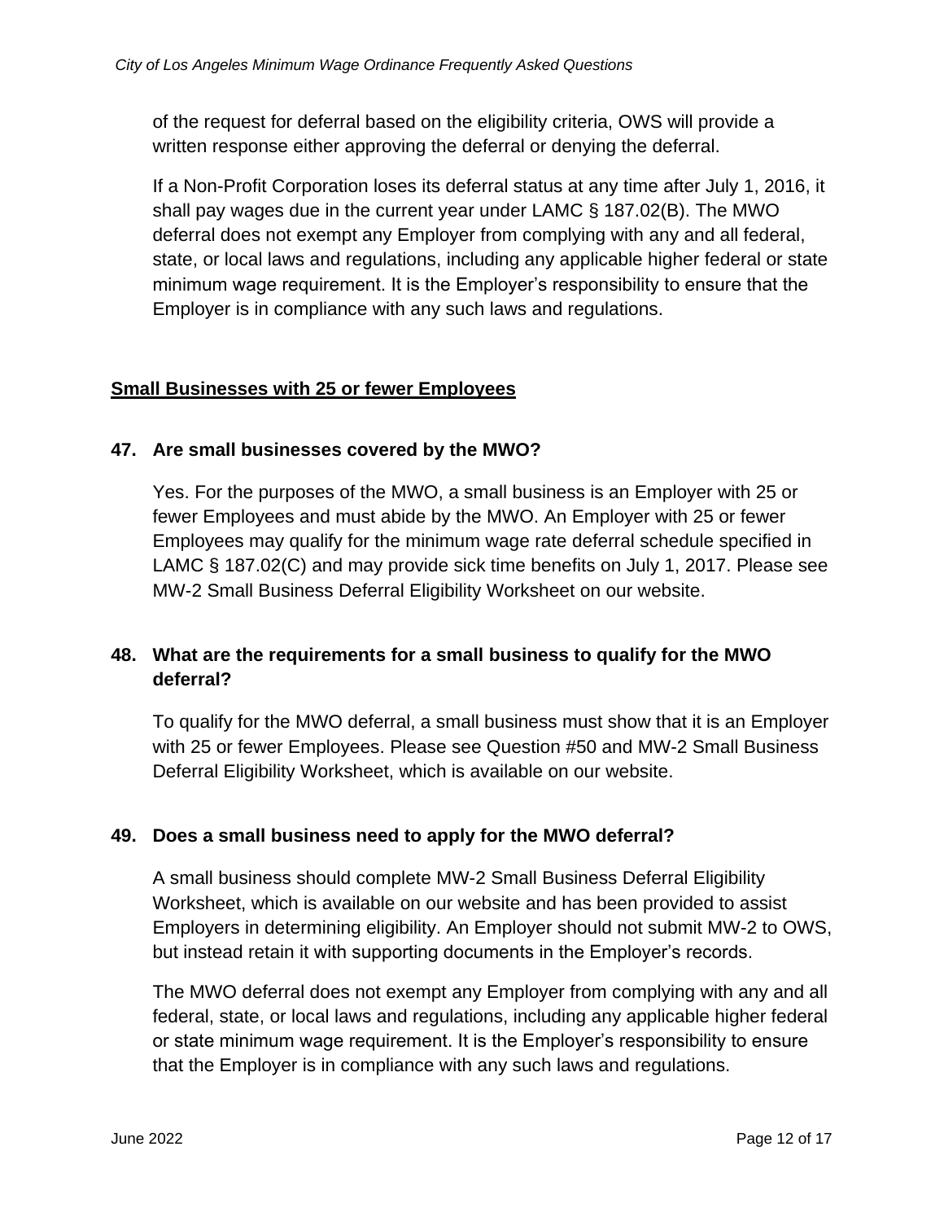of the request for deferral based on the eligibility criteria, OWS will provide a written response either approving the deferral or denying the deferral.

If a Non-Profit Corporation loses its deferral status at any time after July 1, 2016, it shall pay wages due in the current year under LAMC § 187.02(B). The MWO deferral does not exempt any Employer from complying with any and all federal, state, or local laws and regulations, including any applicable higher federal or state minimum wage requirement. It is the Employer's responsibility to ensure that the Employer is in compliance with any such laws and regulations.

## Small Businesses with 25 or fewer Employees

### 47. Are small businesses covered by the MWO?

Yes. For the purposes of the MWO, a small business is an Employer with 25 or fewer Employees and must abide by the MWO. An Employer with 25 or fewer Employees may qualify for the minimum wage rate deferral schedule specified in LAMC § 187.02(C) and may provide sick time benefits on July 1, 2017. Please see MW-2 Small Business Deferral Eligibility Worksheet on our website.

### 48. What are the requirements for a small business to qualify for the MWO deferral?

To qualify for the MWO deferral, a small business must show that it is an Employer with 25 or fewer Employees. Please see Question #50 and MW-2 Small Business Deferral Eligibility Worksheet, which is available on our website.

### 49. Does a small business need to apply for the MWO deferral?

A small business should complete MW-2 Small Business Deferral Eligibility Worksheet, which is available on our website and has been provided to assist Employers in determining eligibility. An Employer should not submit MW-2 to OWS, but instead retain it with supporting documents in the Employer's records.

The MWO deferral does not exempt any Employer from complying with any and all federal, state, or local laws and regulations, including any applicable higher federal or state minimum wage requirement. It is the Employer's responsibility to ensure that the Employer is in compliance with any such laws and regulations.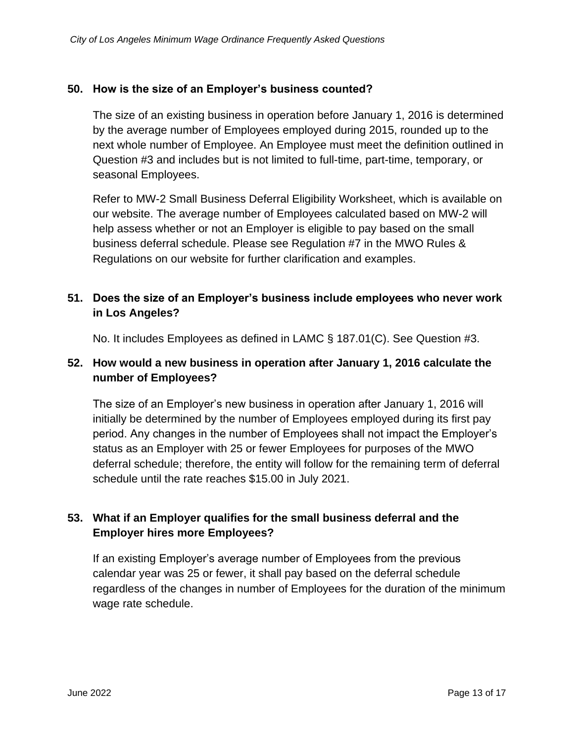**50. How is the size of an Employer's business counted?**

The size of an existing business in operation before January 1, 2016 is determined by the average number of Employees employed during 2015, rounded up to the next whole number of Employee. An Employee must meet the definition outlined in Question #3 and includes but is not limited to full-time, part-time, temporary, or seasonal Employees.

Refer to MW-2 Small Business Deferral Eligibility Worksheet, which is available on our website. The average number of Employees calculated based on MW-2 will help assess whether or not an Employer is eligible to pay based on the small business deferral schedule. Please see Regulation #7 in the MWO Rules & Regulations on our website for further clarification and examples.

**51. Does the size of an Employer's business include employees who never work in Los Angeles?**

No. It includes Employees as defined in LAMC § 187.01(C). See Question #3.

**52. How would a new business in operation after January 1, 2016 calculate the number of Employees?**

The size of an Employer's new business in operation after January 1, 2016 will initially be determined by the number of Employees employed during its first pay period. Any changes in the number of Employees shall not impact the Employer's status as an Employer with 25 or fewer Employees for purposes of the MWO deferral schedule; therefore, the entity will follow for the remaining term of deferral schedule until the rate reaches $15.00 in July 2021.

**53. What if an Employer qualifies for the small business deferral and the Employer hires more Employees?**

If an existing Employer's average number of Employees from the previous calendar year was 25 or fewer, it shall pay based on the deferral schedule regardless of the changes in number of Employees for the duration of the minimum wage rate schedule.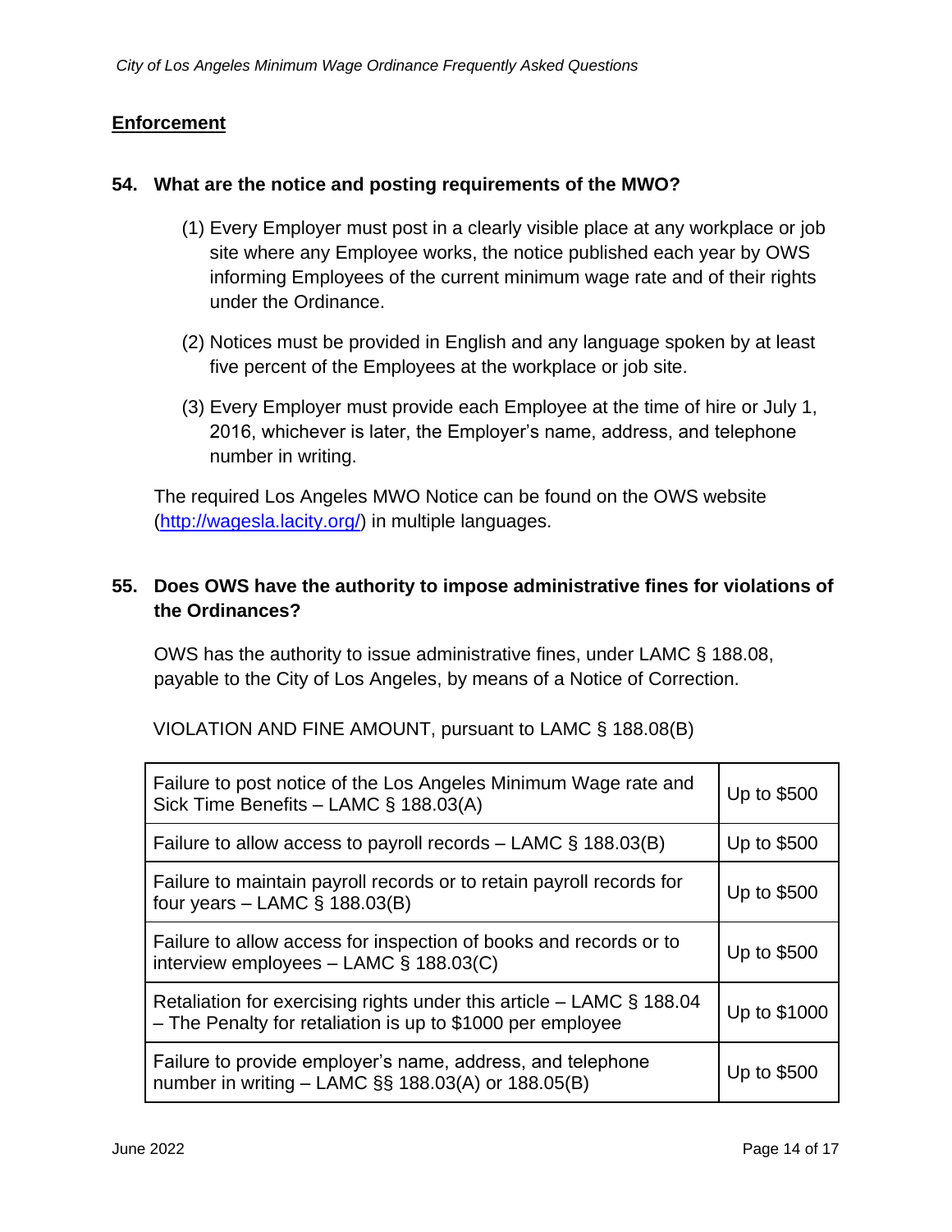## Enforcement

### 54. What are the notice and posting requirements of the MWO?

(1) Every Employer must post in a clearly visible place at any workplace or job site where any Employee works, the notice published each year by OWS informing Employees of the current minimum wage rate and of their rights under the Ordinance.

(2) Notices must be provided in English and any language spoken by at least five percent of the Employees at the workplace or job site.

(3) Every Employer must provide each Employee at the time of hire or July 1, 2016, whichever is later, the Employer's name, address, and telephone number in writing.

The required Los Angeles MWO Notice can be found on the OWS website (http://wagesla.lacity.org/) in multiple languages.

### 55. Does OWS have the authority to impose administrative fines for violations of the Ordinances?

OWS has the authority to issue administrative fines, under LAMC § 188.08, payable to the City of Los Angeles, by means of a Notice of Correction.

VIOLATION AND FINE AMOUNT, pursuant to LAMC § 188.08(B)

| Violation | Fine Amount |
|---|---|
| Failure to post notice of the Los Angeles Minimum Wage rate and Sick Time Benefits – LAMC § 188.03(A) | Up to $500 |
| Failure to allow access to payroll records – LAMC § 188.03(B) | Up to $500 |
| Failure to maintain payroll records or to retain payroll records for four years – LAMC § 188.03(B) | Up to $500 |
| Failure to allow access for inspection of books and records or to interview employees – LAMC § 188.03(C) | Up to $500 |
| Retaliation for exercising rights under this article – LAMC § 188.04 – The Penalty for retaliation is up to $1000 per employee | Up to $1000 |
| Failure to provide employer's name, address, and telephone number in writing – LAMC §§ 188.03(A) or 188.05(B) | Up to $500 |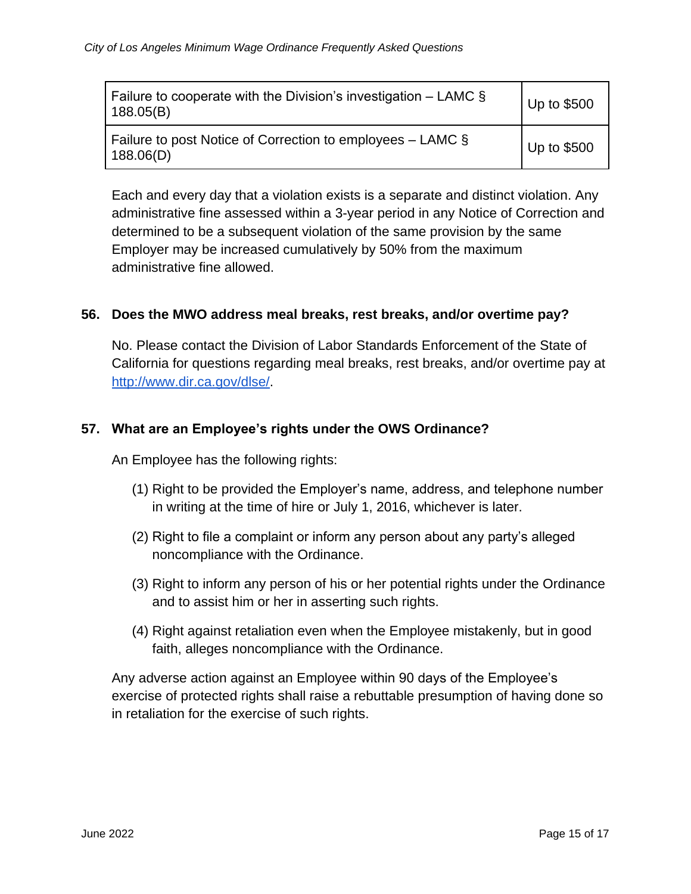| Failure to cooperate with the Division's investigation – LAMC § 188.05(B) | Up to $500 |
| --- | --- |
| Failure to post Notice of Correction to employees – LAMC § 188.06(D) | Up to $500 |

Each and every day that a violation exists is a separate and distinct violation. Any administrative fine assessed within a 3-year period in any Notice of Correction and determined to be a subsequent violation of the same provision by the same Employer may be increased cumulatively by 50% from the maximum administrative fine allowed.

### 56. Does the MWO address meal breaks, rest breaks, and/or overtime pay?

No. Please contact the Division of Labor Standards Enforcement of the State of California for questions regarding meal breaks, rest breaks, and/or overtime pay at http://www.dir.ca.gov/dlse/.

### 57. What are an Employee's rights under the OWS Ordinance?

An Employee has the following rights:

(1) Right to be provided the Employer's name, address, and telephone number in writing at the time of hire or July 1, 2016, whichever is later.

(2) Right to file a complaint or inform any person about any party's alleged noncompliance with the Ordinance.

(3) Right to inform any person of his or her potential rights under the Ordinance and to assist him or her in asserting such rights.

(4) Right against retaliation even when the Employee mistakenly, but in good faith, alleges noncompliance with the Ordinance.

Any adverse action against an Employee within 90 days of the Employee's exercise of protected rights shall raise a rebuttable presumption of having done so in retaliation for the exercise of such rights.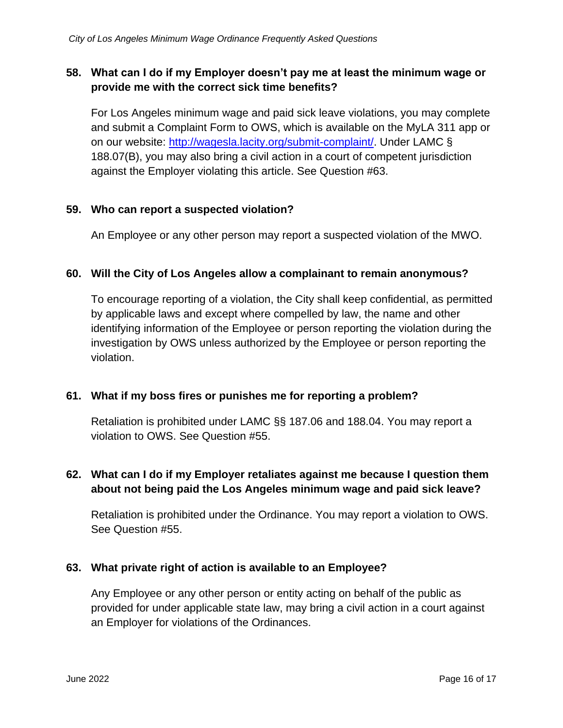### 58. What can I do if my Employer doesn't pay me at least the minimum wage or provide me with the correct sick time benefits?

For Los Angeles minimum wage and paid sick leave violations, you may complete and submit a Complaint Form to OWS, which is available on the MyLA 311 app or on our website: [http://wagesla.lacity.org/submit-complaint/](http://wagesla.lacity.org/submit-complaint/). Under LAMC § 188.07(B), you may also bring a civil action in a court of competent jurisdiction against the Employer violating this article. See Question #63.

### 59. Who can report a suspected violation?

An Employee or any other person may report a suspected violation of the MWO.

### 60. Will the City of Los Angeles allow a complainant to remain anonymous?

To encourage reporting of a violation, the City shall keep confidential, as permitted by applicable laws and except where compelled by law, the name and other identifying information of the Employee or person reporting the violation during the investigation by OWS unless authorized by the Employee or person reporting the violation.

### 61. What if my boss fires or punishes me for reporting a problem?

Retaliation is prohibited under LAMC §§ 187.06 and 188.04. You may report a violation to OWS. See Question #55.

### 62. What can I do if my Employer retaliates against me because I question them about not being paid the Los Angeles minimum wage and paid sick leave?

Retaliation is prohibited under the Ordinance. You may report a violation to OWS. See Question #55.

### 63. What private right of action is available to an Employee?

Any Employee or any other person or entity acting on behalf of the public as provided for under applicable state law, may bring a civil action in a court against an Employer for violations of the Ordinances.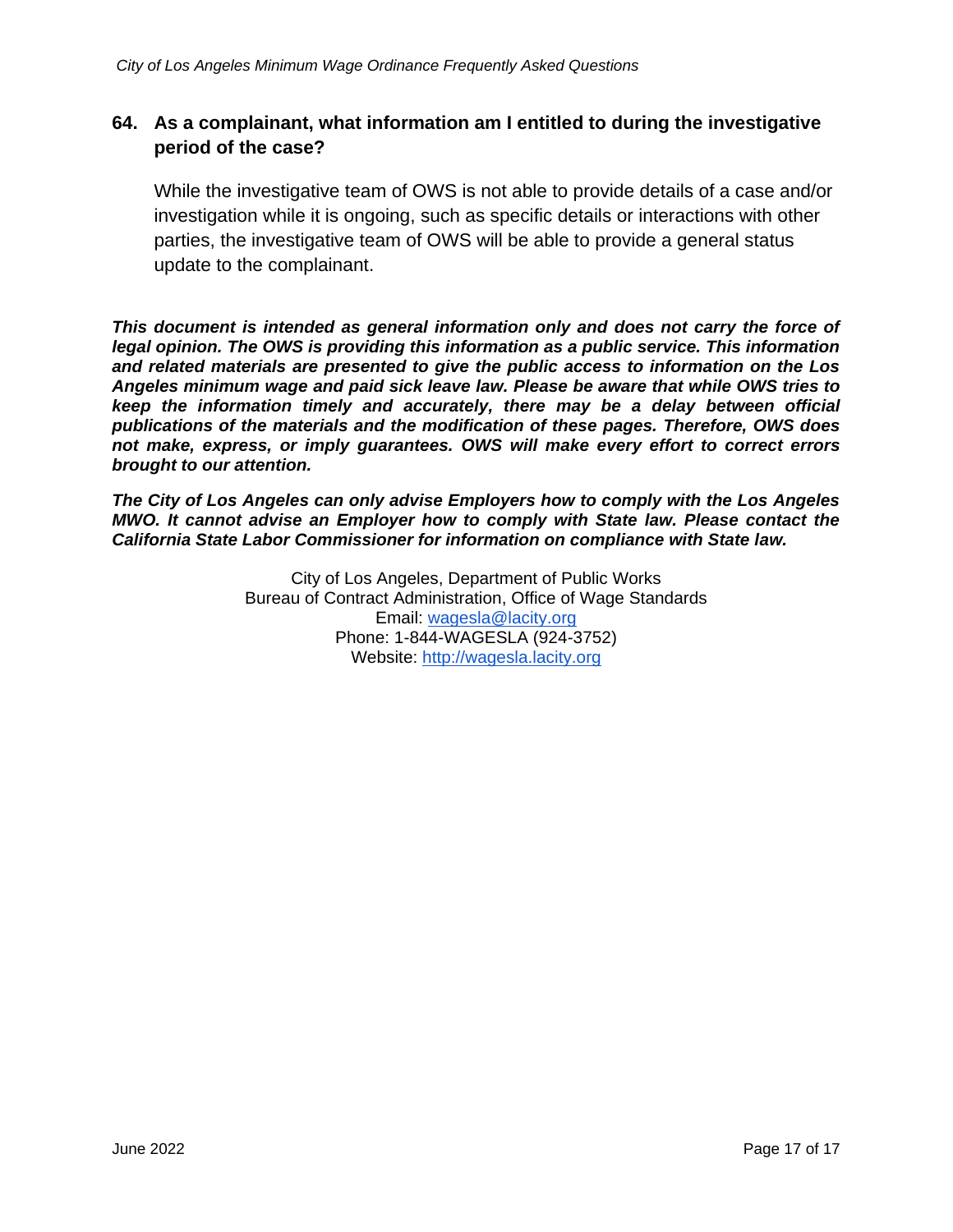### 64. As a complainant, what information am I entitled to during the investigative period of the case?

While the investigative team of OWS is not able to provide details of a case and/or investigation while it is ongoing, such as specific details or interactions with other parties, the investigative team of OWS will be able to provide a general status update to the complainant.

***This document is intended as general information only and does not carry the force of legal opinion. The OWS is providing this information as a public service. This information and related materials are presented to give the public access to information on the Los Angeles minimum wage and paid sick leave law. Please be aware that while OWS tries to keep the information timely and accurately, there may be a delay between official publications of the materials and the modification of these pages. Therefore, OWS does not make, express, or imply guarantees. OWS will make every effort to correct errors brought to our attention.***

***The City of Los Angeles can only advise Employers how to comply with the Los Angeles MWO. It cannot advise an Employer how to comply with State law. Please contact the California State Labor Commissioner for information on compliance with State law.***

City of Los Angeles, Department of Public Works
Bureau of Contract Administration, Office of Wage Standards
Email: wagesla@lacity.org
Phone: 1-844-WAGESLA (924-3752)
Website: http://wagesla.lacity.org